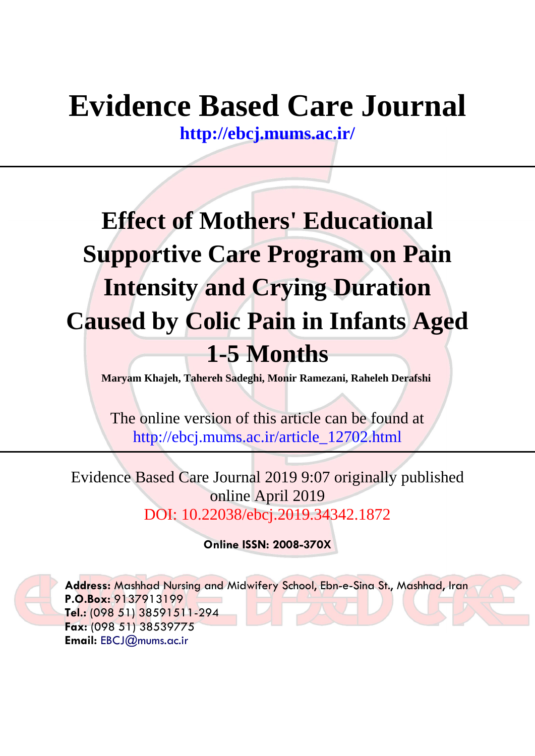# Evidence Based Care Journal

**http://ebcj.mums.ac.ir/**

---

## Effect of Mothers' Educational Supportive Care Program on Pain Intensity and Crying Duration Caused by Colic Pain in Infants Aged 1-5 Months

**Maryam Khajeh, Tahereh Sadeghi, Monir Ramezani, Raheleh Derafshi**

The online version of this article can be found at
http://ebcj.mums.ac.ir/article_12702.html

---

Evidence Based Care Journal 2019 9:07 originally published online April 2019
DOI: 10.22038/ebcj.2019.34342.1872

**Online ISSN: 2008-370X**

**Address:** Mashhad Nursing and Midwifery School, Ebn-e-Sina St., Mashhad, Iran
**P.O.Box:** 9137913199
**Tel.:** (098 51) 38591511-294
**Fax:** (098 51) 38539775
**Email:** EBCJ@mums.ac.ir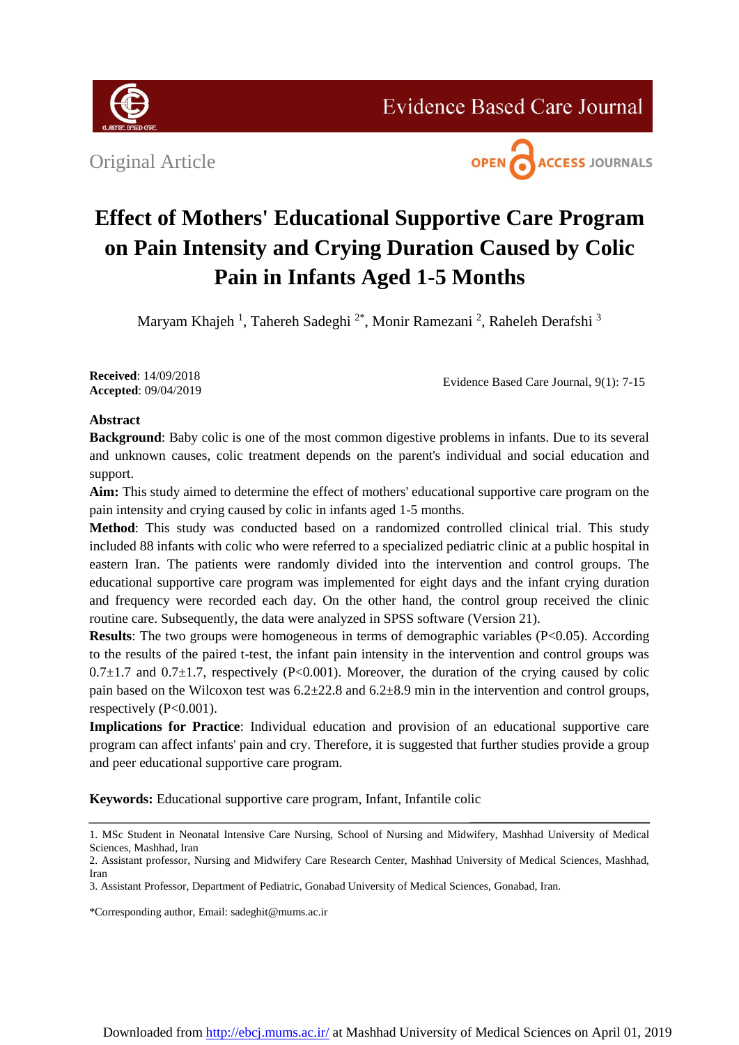Original Article

# Effect of Mothers' Educational Supportive Care Program on Pain Intensity and Crying Duration Caused by Colic Pain in Infants Aged 1-5 Months

Maryam Khajeh [1], Tahereh Sadeghi [2*], Monir Ramezani [2], Raheleh Derafshi [3]

**Received**: 14/09/2018
**Accepted**: 09/04/2019

## Abstract

**Background**: Baby colic is one of the most common digestive problems in infants. Due to its several and unknown causes, colic treatment depends on the parent's individual and social education and support.

**Aim:** This study aimed to determine the effect of mothers' educational supportive care program on the pain intensity and crying caused by colic in infants aged 1-5 months.

**Method**: This study was conducted based on a randomized controlled clinical trial. This study included 88 infants with colic who were referred to a specialized pediatric clinic at a public hospital in eastern Iran. The patients were randomly divided into the intervention and control groups. The educational supportive care program was implemented for eight days and the infant crying duration and frequency were recorded each day. On the other hand, the control group received the clinic routine care. Subsequently, the data were analyzed in SPSS software (Version 21).

**Results**: The two groups were homogeneous in terms of demographic variables ($P<0.05$). According to the results of the paired t-test, the infant pain intensity in the intervention and control groups was $0.7\pm1.7$ and $0.7\pm1.7$, respectively ($P<0.001$). Moreover, the duration of the crying caused by colic pain based on the Wilcoxon test was $6.2\pm22.8$ and $6.2\pm8.9$ min in the intervention and control groups, respectively ($P<0.001$).

**Implications for Practice**: Individual education and provision of an educational supportive care program can affect infants' pain and cry. Therefore, it is suggested that further studies provide a group and peer educational supportive care program.

**Keywords:** Educational supportive care program, Infant, Infantile colic

---

1. MSc Student in Neonatal Intensive Care Nursing, School of Nursing and Midwifery, Mashhad University of Medical Sciences, Mashhad, Iran
2. Assistant professor, Nursing and Midwifery Care Research Center, Mashhad University of Medical Sciences, Mashhad, Iran
3. Assistant Professor, Department of Pediatric, Gonabad University of Medical Sciences, Gonabad, Iran.

*Corresponding author, Email: sadeghit@mums.ac.ir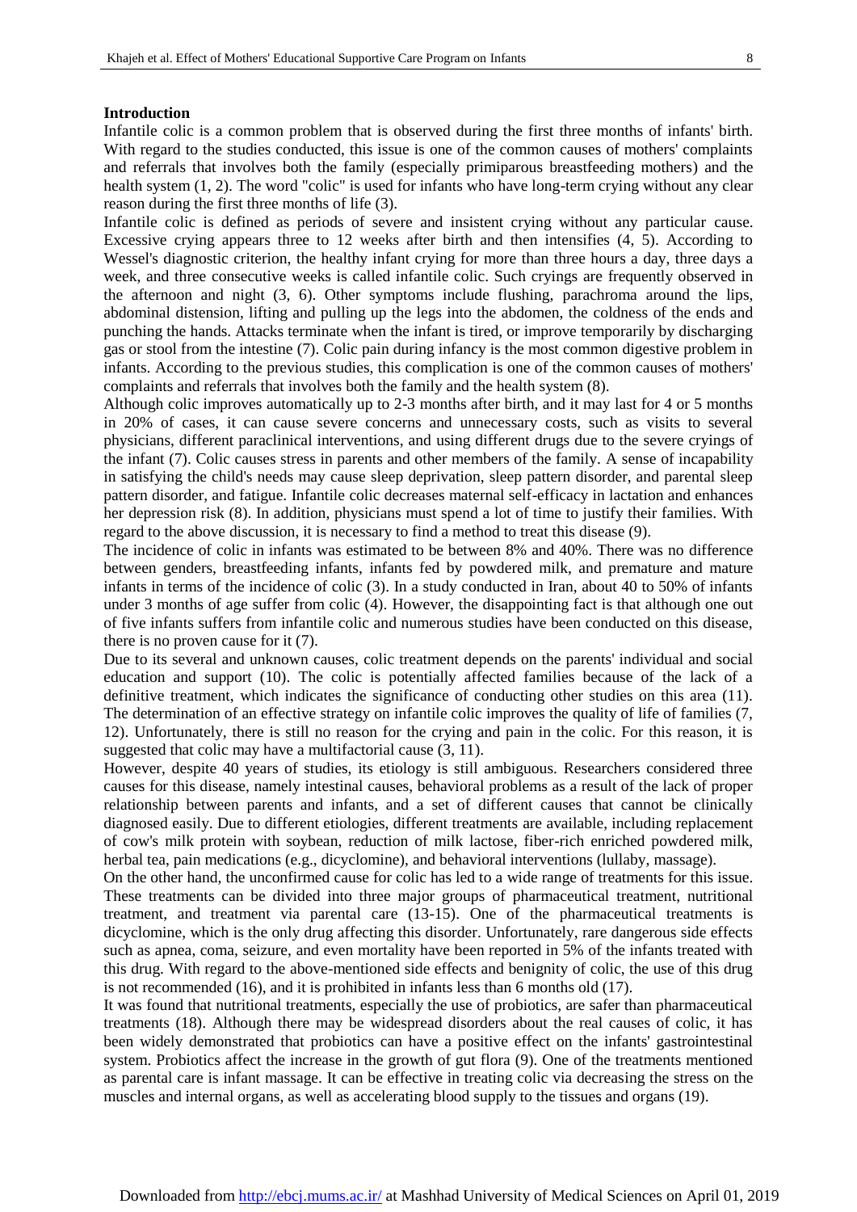## Introduction

Infantile colic is a common problem that is observed during the first three months of infants' birth. With regard to the studies conducted, this issue is one of the common causes of mothers' complaints and referrals that involves both the family (especially primiparous breastfeeding mothers) and the health system (1, 2). The word "colic" is used for infants who have long-term crying without any clear reason during the first three months of life (3).

Infantile colic is defined as periods of severe and insistent crying without any particular cause. Excessive crying appears three to 12 weeks after birth and then intensifies (4, 5). According to Wessel's diagnostic criterion, the healthy infant crying for more than three hours a day, three days a week, and three consecutive weeks is called infantile colic. Such cryings are frequently observed in the afternoon and night (3, 6). Other symptoms include flushing, parachroma around the lips, abdominal distension, lifting and pulling up the legs into the abdomen, the coldness of the ends and punching the hands. Attacks terminate when the infant is tired, or improve temporarily by discharging gas or stool from the intestine (7). Colic pain during infancy is the most common digestive problem in infants. According to the previous studies, this complication is one of the common causes of mothers' complaints and referrals that involves both the family and the health system (8).

Although colic improves automatically up to 2-3 months after birth, and it may last for 4 or 5 months in 20% of cases, it can cause severe concerns and unnecessary costs, such as visits to several physicians, different paraclinical interventions, and using different drugs due to the severe cryings of the infant (7). Colic causes stress in parents and other members of the family. A sense of incapability in satisfying the child's needs may cause sleep deprivation, sleep pattern disorder, and parental sleep pattern disorder, and fatigue. Infantile colic decreases maternal self-efficacy in lactation and enhances her depression risk (8). In addition, physicians must spend a lot of time to justify their families. With regard to the above discussion, it is necessary to find a method to treat this disease (9).

The incidence of colic in infants was estimated to be between 8% and 40%. There was no difference between genders, breastfeeding infants, infants fed by powdered milk, and premature and mature infants in terms of the incidence of colic (3). In a study conducted in Iran, about 40 to 50% of infants under 3 months of age suffer from colic (4). However, the disappointing fact is that although one out of five infants suffers from infantile colic and numerous studies have been conducted on this disease, there is no proven cause for it (7).

Due to its several and unknown causes, colic treatment depends on the parents' individual and social education and support (10). The colic is potentially affected families because of the lack of a definitive treatment, which indicates the significance of conducting other studies on this area (11). The determination of an effective strategy on infantile colic improves the quality of life of families (7, 12). Unfortunately, there is still no reason for the crying and pain in the colic. For this reason, it is suggested that colic may have a multifactorial cause (3, 11).

However, despite 40 years of studies, its etiology is still ambiguous. Researchers considered three causes for this disease, namely intestinal causes, behavioral problems as a result of the lack of proper relationship between parents and infants, and a set of different causes that cannot be clinically diagnosed easily. Due to different etiologies, different treatments are available, including replacement of cow's milk protein with soybean, reduction of milk lactose, fiber-rich enriched powdered milk, herbal tea, pain medications (e.g., dicyclomine), and behavioral interventions (lullaby, massage).

On the other hand, the unconfirmed cause for colic has led to a wide range of treatments for this issue. These treatments can be divided into three major groups of pharmaceutical treatment, nutritional treatment, and treatment via parental care (13-15). One of the pharmaceutical treatments is dicyclomine, which is the only drug affecting this disorder. Unfortunately, rare dangerous side effects such as apnea, coma, seizure, and even mortality have been reported in 5% of the infants treated with this drug. With regard to the above-mentioned side effects and benignity of colic, the use of this drug is not recommended (16), and it is prohibited in infants less than 6 months old (17).

It was found that nutritional treatments, especially the use of probiotics, are safer than pharmaceutical treatments (18). Although there may be widespread disorders about the real causes of colic, it has been widely demonstrated that probiotics can have a positive effect on the infants' gastrointestinal system. Probiotics affect the increase in the growth of gut flora (9). One of the treatments mentioned as parental care is infant massage. It can be effective in treating colic via decreasing the stress on the muscles and internal organs, as well as accelerating blood supply to the tissues and organs (19).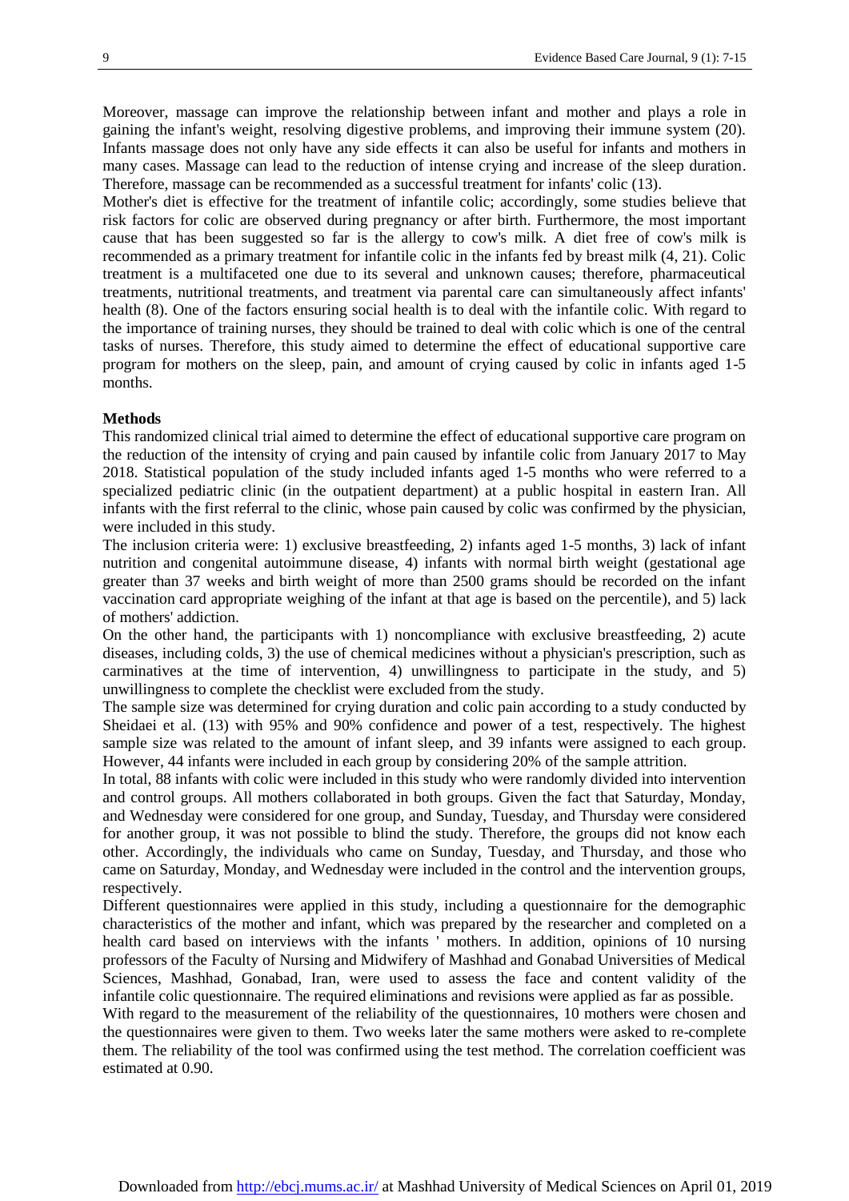Moreover, massage can improve the relationship between infant and mother and plays a role in gaining the infant's weight, resolving digestive problems, and improving their immune system (20). Infants massage does not only have any side effects it can also be useful for infants and mothers in many cases. Massage can lead to the reduction of intense crying and increase of the sleep duration. Therefore, massage can be recommended as a successful treatment for infants' colic (13).

Mother's diet is effective for the treatment of infantile colic; accordingly, some studies believe that risk factors for colic are observed during pregnancy or after birth. Furthermore, the most important cause that has been suggested so far is the allergy to cow's milk. A diet free of cow's milk is recommended as a primary treatment for infantile colic in the infants fed by breast milk (4, 21). Colic treatment is a multifaceted one due to its several and unknown causes; therefore, pharmaceutical treatments, nutritional treatments, and treatment via parental care can simultaneously affect infants' health (8). One of the factors ensuring social health is to deal with the infantile colic. With regard to the importance of training nurses, they should be trained to deal with colic which is one of the central tasks of nurses. Therefore, this study aimed to determine the effect of educational supportive care program for mothers on the sleep, pain, and amount of crying caused by colic in infants aged 1-5 months.

**Methods**

This randomized clinical trial aimed to determine the effect of educational supportive care program on the reduction of the intensity of crying and pain caused by infantile colic from January 2017 to May 2018. Statistical population of the study included infants aged 1-5 months who were referred to a specialized pediatric clinic (in the outpatient department) at a public hospital in eastern Iran. All infants with the first referral to the clinic, whose pain caused by colic was confirmed by the physician, were included in this study.

The inclusion criteria were: 1) exclusive breastfeeding, 2) infants aged 1-5 months, 3) lack of infant nutrition and congenital autoimmune disease, 4) infants with normal birth weight (gestational age greater than 37 weeks and birth weight of more than 2500 grams should be recorded on the infant vaccination card appropriate weighing of the infant at that age is based on the percentile), and 5) lack of mothers' addiction.

On the other hand, the participants with 1) noncompliance with exclusive breastfeeding, 2) acute diseases, including colds, 3) the use of chemical medicines without a physician's prescription, such as carminatives at the time of intervention, 4) unwillingness to participate in the study, and 5) unwillingness to complete the checklist were excluded from the study.

The sample size was determined for crying duration and colic pain according to a study conducted by Sheidaei et al. (13) with 95% and 90% confidence and power of a test, respectively. The highest sample size was related to the amount of infant sleep, and 39 infants were assigned to each group. However, 44 infants were included in each group by considering 20% of the sample attrition.

In total, 88 infants with colic were included in this study who were randomly divided into intervention and control groups. All mothers collaborated in both groups. Given the fact that Saturday, Monday, and Wednesday were considered for one group, and Sunday, Tuesday, and Thursday were considered for another group, it was not possible to blind the study. Therefore, the groups did not know each other. Accordingly, the individuals who came on Sunday, Tuesday, and Thursday, and those who came on Saturday, Monday, and Wednesday were included in the control and the intervention groups, respectively.

Different questionnaires were applied in this study, including a questionnaire for the demographic characteristics of the mother and infant, which was prepared by the researcher and completed on a health card based on interviews with the infants ' mothers. In addition, opinions of 10 nursing professors of the Faculty of Nursing and Midwifery of Mashhad and Gonabad Universities of Medical Sciences, Mashhad, Gonabad, Iran, were used to assess the face and content validity of the infantile colic questionnaire. The required eliminations and revisions were applied as far as possible.

With regard to the measurement of the reliability of the questionnaires, 10 mothers were chosen and the questionnaires were given to them. Two weeks later the same mothers were asked to re-complete them. The reliability of the tool was confirmed using the test method. The correlation coefficient was estimated at 0.90.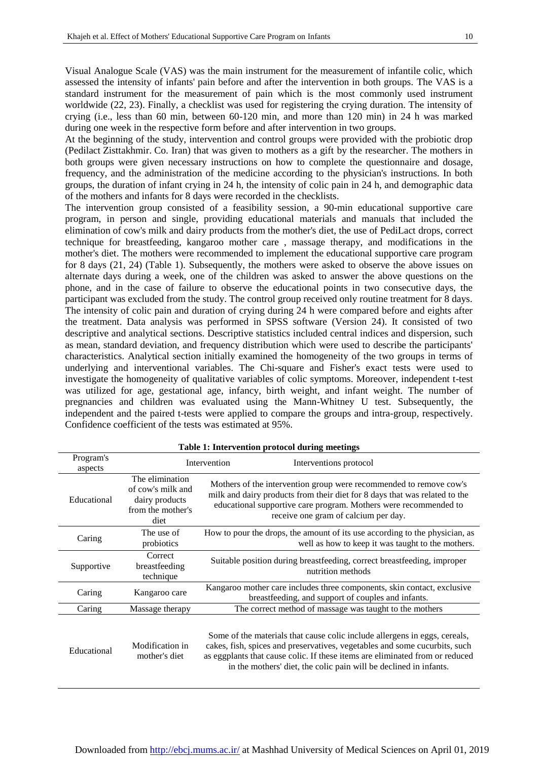Visual Analogue Scale (VAS) was the main instrument for the measurement of infantile colic, which assessed the intensity of infants' pain before and after the intervention in both groups. The VAS is a standard instrument for the measurement of pain which is the most commonly used instrument worldwide (22, 23). Finally, a checklist was used for registering the crying duration. The intensity of crying (i.e., less than 60 min, between 60-120 min, and more than 120 min) in 24 h was marked during one week in the respective form before and after intervention in two groups.

At the beginning of the study, intervention and control groups were provided with the probiotic drop (Pedilact Zisttakhmir. Co. Iran) that was given to mothers as a gift by the researcher. The mothers in both groups were given necessary instructions on how to complete the questionnaire and dosage, frequency, and the administration of the medicine according to the physician's instructions. In both groups, the duration of infant crying in 24 h, the intensity of colic pain in 24 h, and demographic data of the mothers and infants for 8 days were recorded in the checklists.

The intervention group consisted of a feasibility session, a 90-min educational supportive care program, in person and single, providing educational materials and manuals that included the elimination of cow's milk and dairy products from the mother's diet, the use of PediLact drops, correct technique for breastfeeding, kangaroo mother care , massage therapy, and modifications in the mother's diet. The mothers were recommended to implement the educational supportive care program for 8 days (21, 24) (Table 1). Subsequently, the mothers were asked to observe the above issues on alternate days during a week, one of the children was asked to answer the above questions on the phone, and in the case of failure to observe the educational points in two consecutive days, the participant was excluded from the study. The control group received only routine treatment for 8 days. The intensity of colic pain and duration of crying during 24 h were compared before and eights after the treatment. Data analysis was performed in SPSS software (Version 24). It consisted of two descriptive and analytical sections. Descriptive statistics included central indices and dispersion, such as mean, standard deviation, and frequency distribution which were used to describe the participants' characteristics. Analytical section initially examined the homogeneity of the two groups in terms of underlying and interventional variables. The Chi-square and Fisher's exact tests were used to investigate the homogeneity of qualitative variables of colic symptoms. Moreover, independent t-test was utilized for age, gestational age, infancy, birth weight, and infant weight. The number of pregnancies and children was evaluated using the Mann-Whitney U test. Subsequently, the independent and the paired t-tests were applied to compare the groups and intra-group, respectively. Confidence coefficient of the tests was estimated at 95%.

**Table 1: Intervention protocol during meetings**

| Program's aspects | Intervention | Interventions protocol |
|---|---|---|
| Educational | The elimination of cow's milk and dairy products from the mother's diet | Mothers of the intervention group were recommended to remove cow's milk and dairy products from their diet for 8 days that was related to the educational supportive care program. Mothers were recommended to receive one gram of calcium per day. |
| Caring | The use of probiotics | How to pour the drops, the amount of its use according to the physician, as well as how to keep it was taught to the mothers. |
| Supportive | Correct breastfeeding technique | Suitable position during breastfeeding, correct breastfeeding, improper nutrition methods |
| Caring | Kangaroo care | Kangaroo mother care includes three components, skin contact, exclusive breastfeeding, and support of couples and infants. |
| Caring | Massage therapy | The correct method of massage was taught to the mothers |
| Educational | Modification in mother's diet | Some of the materials that cause colic include allergens in eggs, cereals, cakes, fish, spices and preservatives, vegetables and some cucurbits, such as eggplants that cause colic. If these items are eliminated from or reduced in the mothers' diet, the colic pain will be declined in infants. |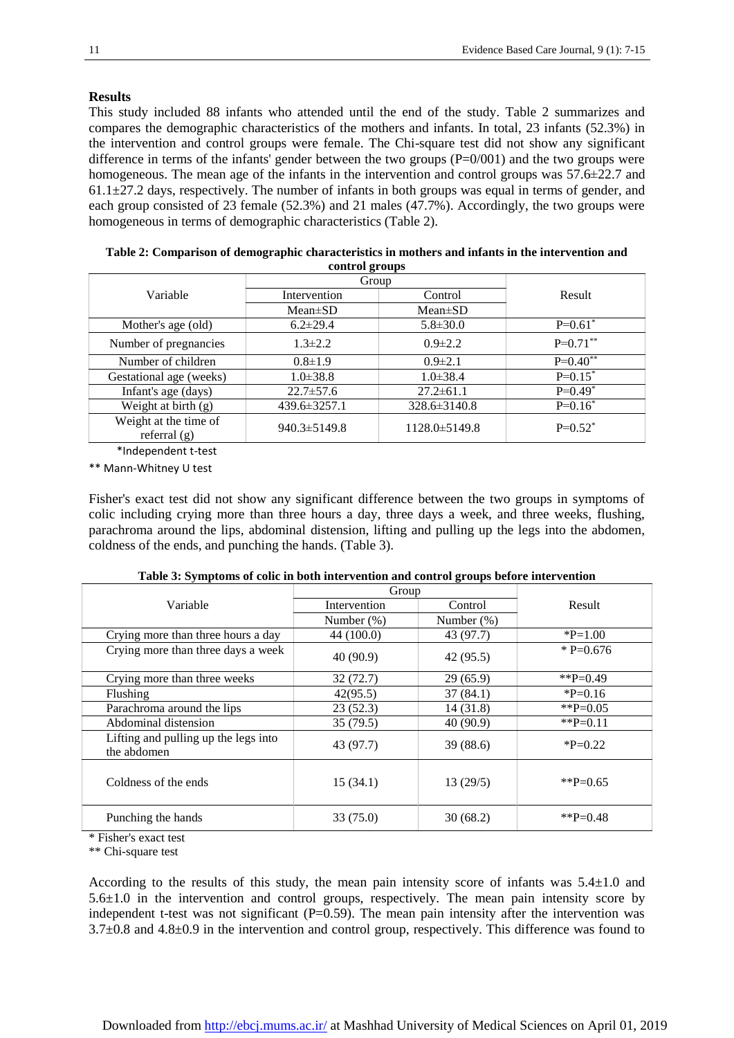## Results

This study included 88 infants who attended until the end of the study. Table 2 summarizes and compares the demographic characteristics of the mothers and infants. In total, 23 infants (52.3%) in the intervention and control groups were female. The Chi-square test did not show any significant difference in terms of the infants' gender between the two groups (P=0/001) and the two groups were homogeneous. The mean age of the infants in the intervention and control groups was 57.6±22.7 and 61.1±27.2 days, respectively. The number of infants in both groups was equal in terms of gender, and each group consisted of 23 female (52.3%) and 21 males (47.7%). Accordingly, the two groups were homogeneous in terms of demographic characteristics (Table 2).

**Table 2: Comparison of demographic characteristics in mothers and infants in the intervention and control groups**

| Variable | Group | | Result |
|---|---|---|---|
| | Intervention | Control | |
| | Mean±SD | Mean±SD | |
| Mother's age (old) | 6.2±29.4 | 5.8±30.0 | P=0.61* |
| Number of pregnancies | 1.3±2.2 | 0.9±2.2 | P=0.71** |
| Number of children | 0.8±1.9 | 0.9±2.1 | P=0.40** |
| Gestational age (weeks) | 1.0±38.8 | 1.0±38.4 | P=0.15* |
| Infant's age (days) | 22.7±57.6 | 27.2±61.1 | P=0.49* |
| Weight at birth (g) | 439.6±3257.1 | 328.6±3140.8 | P=0.16* |
| Weight at the time of referral (g) | 940.3±5149.8 | 1128.0±5149.8 | P=0.52* |

*Independent t-test

** Mann-Whitney U test

Fisher's exact test did not show any significant difference between the two groups in symptoms of colic including crying more than three hours a day, three days a week, and three weeks, flushing, parachroma around the lips, abdominal distension, lifting and pulling up the legs into the abdomen, coldness of the ends, and punching the hands. (Table 3).

**Table 3: Symptoms of colic in both intervention and control groups before intervention**

| Variable | Group | | Result |
|---|---|---|---|
| | Intervention | Control | |
| | Number (%) | Number (%) | |
| Crying more than three hours a day | 44 (100.0) | 43 (97.7) | *P=1.00 |
| Crying more than three days a week | 40 (90.9) | 42 (95.5) | * P=0.676 |
| Crying more than three weeks | 32 (72.7) | 29 (65.9) | **P=0.49 |
| Flushing | 42(95.5) | 37 (84.1) | *P=0.16 |
| Parachroma around the lips | 23 (52.3) | 14 (31.8) | **P=0.05 |
| Abdominal distension | 35 (79.5) | 40 (90.9) | **P=0.11 |
| Lifting and pulling up the legs into the abdomen | 43 (97.7) | 39 (88.6) | *P=0.22 |
| Coldness of the ends | 15 (34.1) | 13 (29/5) | **P=0.65 |
| Punching the hands | 33 (75.0) | 30 (68.2) | **P=0.48 |

* Fisher's exact test

** Chi-square test

According to the results of this study, the mean pain intensity score of infants was 5.4±1.0 and 5.6±1.0 in the intervention and control groups, respectively. The mean pain intensity score by independent t-test was not significant (P=0.59). The mean pain intensity after the intervention was 3.7±0.8 and 4.8±0.9 in the intervention and control group, respectively. This difference was found to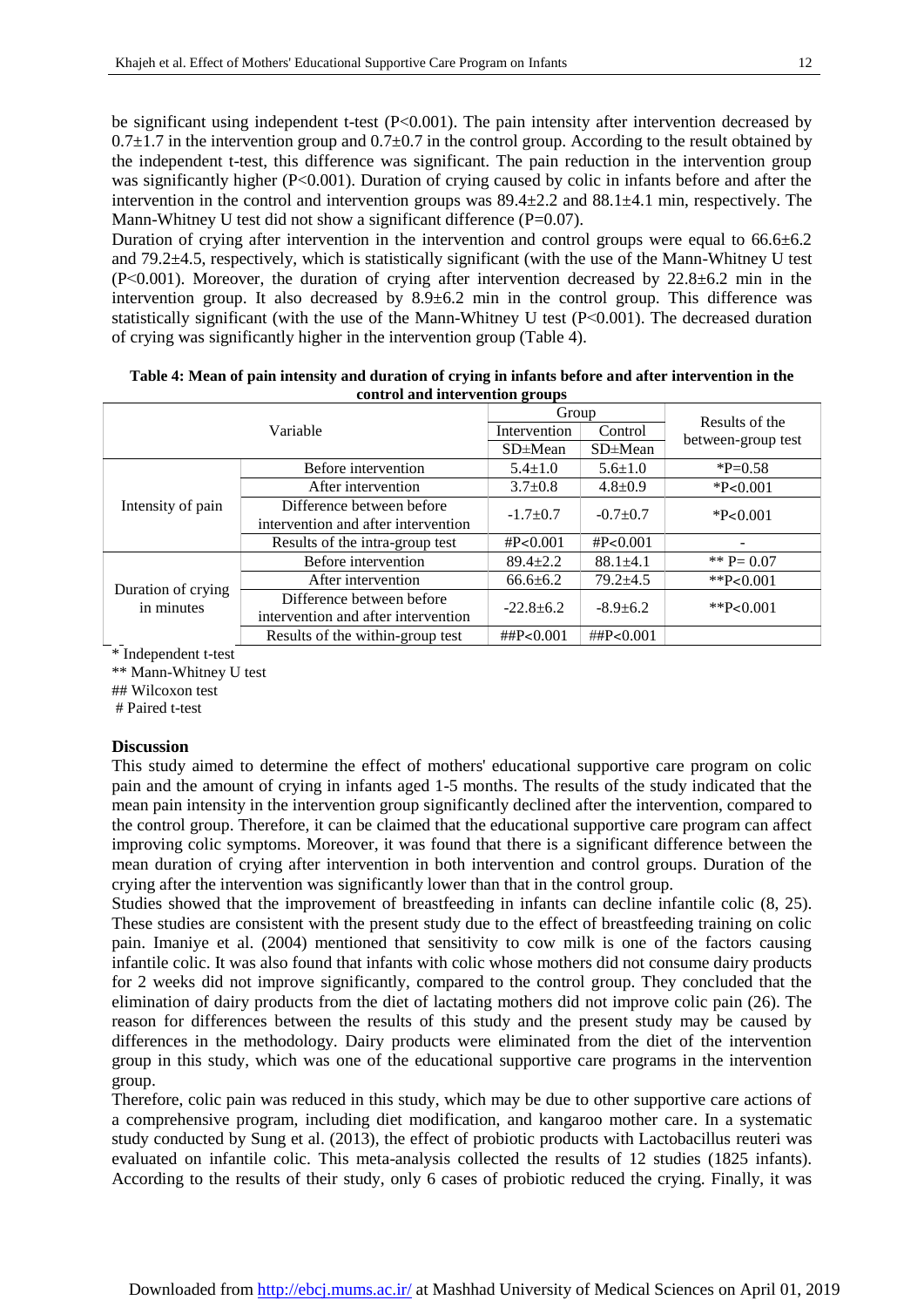be significant using independent t-test (P<0.001). The pain intensity after intervention decreased by 0.7±1.7 in the intervention group and 0.7±0.7 in the control group. According to the result obtained by the independent t-test, this difference was significant. The pain reduction in the intervention group was significantly higher (P<0.001). Duration of crying caused by colic in infants before and after the intervention in the control and intervention groups was 89.4±2.2 and 88.1±4.1 min, respectively. The Mann-Whitney U test did not show a significant difference (P=0.07).

Duration of crying after intervention in the intervention and control groups were equal to 66.6±6.2 and 79.2±4.5, respectively, which is statistically significant (with the use of the Mann-Whitney U test (P<0.001). Moreover, the duration of crying after intervention decreased by 22.8±6.2 min in the intervention group. It also decreased by 8.9±6.2 min in the control group. This difference was statistically significant (with the use of the Mann-Whitney U test (P<0.001). The decreased duration of crying was significantly higher in the intervention group (Table 4).

**Table 4: Mean of pain intensity and duration of crying in infants before and after intervention in the control and intervention groups**

| Variable | | Group | | Results of the between-group test |
|---|---|---|---|---|
| | | Intervention | Control | |
| | | SD±Mean | SD±Mean | |
| Intensity of pain | Before intervention | 5.4±1.0 | 5.6±1.0 | *P=0.58 |
| | After intervention | 3.7±0.8 | 4.8±0.9 | *P<0.001 |
| | Difference between before intervention and after intervention | -1.7±0.7 | -0.7±0.7 | *P<0.001 |
| | Results of the intra-group test | #P<0.001 | #P<0.001 | - |
| Duration of crying in minutes | Before intervention | 89.4±2.2 | 88.1±4.1 | ** P= 0.07 |
| | After intervention | 66.6±6.2 | 79.2±4.5 | **P<0.001 |
| | Difference between before intervention and after intervention | -22.8±6.2 | -8.9±6.2 | **P<0.001 |
| | Results of the within-group test | ##P<0.001 | ##P<0.001 | |

* Independent t-test

** Mann-Whitney U test

## Wilcoxon test

# Paired t-test

## Discussion

This study aimed to determine the effect of mothers' educational supportive care program on colic pain and the amount of crying in infants aged 1-5 months. The results of the study indicated that the mean pain intensity in the intervention group significantly declined after the intervention, compared to the control group. Therefore, it can be claimed that the educational supportive care program can affect improving colic symptoms. Moreover, it was found that there is a significant difference between the mean duration of crying after intervention in both intervention and control groups. Duration of the crying after the intervention was significantly lower than that in the control group.

Studies showed that the improvement of breastfeeding in infants can decline infantile colic (8, 25). These studies are consistent with the present study due to the effect of breastfeeding training on colic pain. Imaniye et al. (2004) mentioned that sensitivity to cow milk is one of the factors causing infantile colic. It was also found that infants with colic whose mothers did not consume dairy products for 2 weeks did not improve significantly, compared to the control group. They concluded that the elimination of dairy products from the diet of lactating mothers did not improve colic pain (26). The reason for differences between the results of this study and the present study may be caused by differences in the methodology. Dairy products were eliminated from the diet of the intervention group in this study, which was one of the educational supportive care programs in the intervention group.

Therefore, colic pain was reduced in this study, which may be due to other supportive care actions of a comprehensive program, including diet modification, and kangaroo mother care. In a systematic study conducted by Sung et al. (2013), the effect of probiotic products with Lactobacillus reuteri was evaluated on infantile colic. This meta-analysis collected the results of 12 studies (1825 infants). According to the results of their study, only 6 cases of probiotic reduced the crying. Finally, it was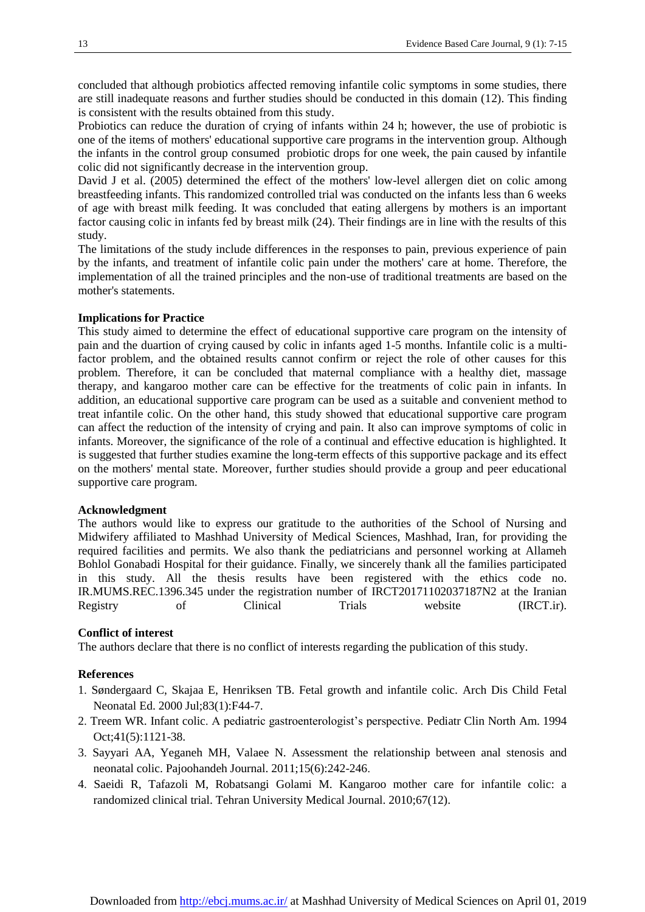concluded that although probiotics affected removing infantile colic symptoms in some studies, there are still inadequate reasons and further studies should be conducted in this domain (12). This finding is consistent with the results obtained from this study.

Probiotics can reduce the duration of crying of infants within 24 h; however, the use of probiotic is one of the items of mothers' educational supportive care programs in the intervention group. Although the infants in the control group consumed probiotic drops for one week, the pain caused by infantile colic did not significantly decrease in the intervention group.

David J et al. (2005) determined the effect of the mothers' low-level allergen diet on colic among breastfeeding infants. This randomized controlled trial was conducted on the infants less than 6 weeks of age with breast milk feeding. It was concluded that eating allergens by mothers is an important factor causing colic in infants fed by breast milk (24). Their findings are in line with the results of this study.

The limitations of the study include differences in the responses to pain, previous experience of pain by the infants, and treatment of infantile colic pain under the mothers' care at home. Therefore, the implementation of all the trained principles and the non-use of traditional treatments are based on the mother's statements.

**Implications for Practice**

This study aimed to determine the effect of educational supportive care program on the intensity of pain and the duartion of crying caused by colic in infants aged 1-5 months. Infantile colic is a multi-factor problem, and the obtained results cannot confirm or reject the role of other causes for this problem. Therefore, it can be concluded that maternal compliance with a healthy diet, massage therapy, and kangaroo mother care can be effective for the treatments of colic pain in infants. In addition, an educational supportive care program can be used as a suitable and convenient method to treat infantile colic. On the other hand, this study showed that educational supportive care program can affect the reduction of the intensity of crying and pain. It also can improve symptoms of colic in infants. Moreover, the significance of the role of a continual and effective education is highlighted. It is suggested that further studies examine the long-term effects of this supportive package and its effect on the mothers' mental state. Moreover, further studies should provide a group and peer educational supportive care program.

**Acknowledgment**

The authors would like to express our gratitude to the authorities of the School of Nursing and Midwifery affiliated to Mashhad University of Medical Sciences, Mashhad, Iran, for providing the required facilities and permits. We also thank the pediatricians and personnel working at Allameh Bohlol Gonabadi Hospital for their guidance. Finally, we sincerely thank all the families participated in this study. All the thesis results have been registered with the ethics code no. IR.MUMS.REC.1396.345 under the registration number of IRCT20171102037187N2 at the Iranian Registry of Clinical Trials website (IRCT.ir).

**Conflict of interest**

The authors declare that there is no conflict of interests regarding the publication of this study.

**References**

1. Søndergaard C, Skajaa E, Henriksen TB. Fetal growth and infantile colic. Arch Dis Child Fetal Neonatal Ed. 2000 Jul;83(1):F44-7.
2. Treem WR. Infant colic. A pediatric gastroenterologist's perspective. Pediatr Clin North Am. 1994 Oct;41(5):1121-38.
3. Sayyari AA, Yeganeh MH, Valaee N. Assessment the relationship between anal stenosis and neonatal colic. Pajoohandeh Journal. 2011;15(6):242-246.
4. Saeidi R, Tafazoli M, Robatsangi Golami M. Kangaroo mother care for infantile colic: a randomized clinical trial. Tehran University Medical Journal. 2010;67(12).

Downloaded from http://ebcj.mums.ac.ir/ at Mashhad University of Medical Sciences on April 01, 2019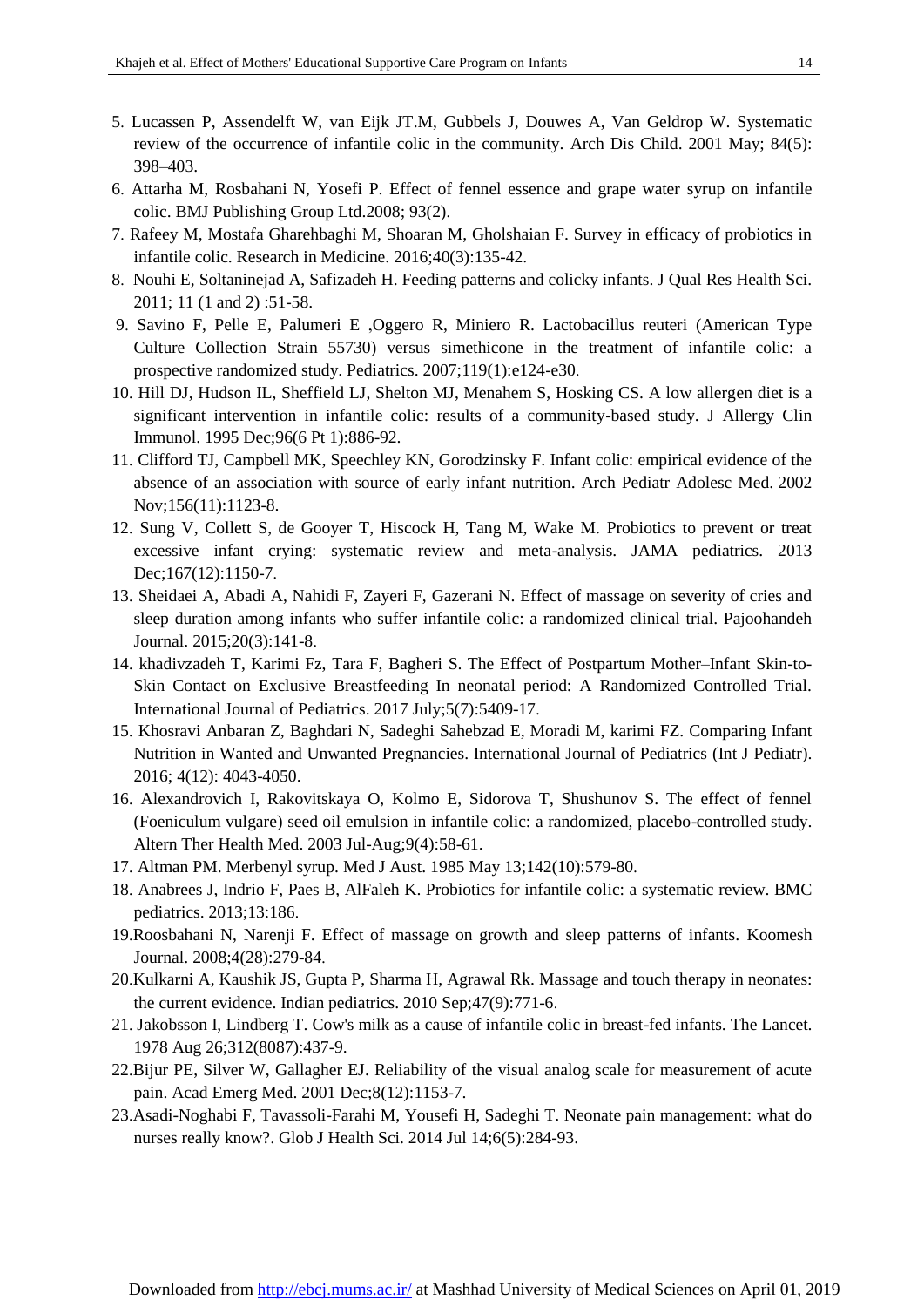5. Lucassen P, Assendelft W, van Eijk JT.M, Gubbels J, Douwes A, Van Geldrop W. Systematic review of the occurrence of infantile colic in the community. Arch Dis Child. 2001 May; 84(5): 398–403.
6. Attarha M, Rosbahani N, Yosefi P. Effect of fennel essence and grape water syrup on infantile colic. BMJ Publishing Group Ltd.2008; 93(2).
7. Rafeey M, Mostafa Gharehbaghi M, Shoaran M, Gholshaian F. Survey in efficacy of probiotics in infantile colic. Research in Medicine. 2016;40(3):135-42.
8. Nouhi E, Soltaninejad A, Safizadeh H. Feeding patterns and colicky infants. J Qual Res Health Sci. 2011; 11 (1 and 2) :51-58.
9. Savino F, Pelle E, Palumeri E ,Oggero R, Miniero R. Lactobacillus reuteri (American Type Culture Collection Strain 55730) versus simethicone in the treatment of infantile colic: a prospective randomized study. Pediatrics. 2007;119(1):e124-e30.
10. Hill DJ, Hudson IL, Sheffield LJ, Shelton MJ, Menahem S, Hosking CS. A low allergen diet is a significant intervention in infantile colic: results of a community-based study. J Allergy Clin Immunol. 1995 Dec;96(6 Pt 1):886-92.
11. Clifford TJ, Campbell MK, Speechley KN, Gorodzinsky F. Infant colic: empirical evidence of the absence of an association with source of early infant nutrition. Arch Pediatr Adolesc Med. 2002 Nov;156(11):1123-8.
12. Sung V, Collett S, de Gooyer T, Hiscock H, Tang M, Wake M. Probiotics to prevent or treat excessive infant crying: systematic review and meta-analysis. JAMA pediatrics. 2013 Dec;167(12):1150-7.
13. Sheidaei A, Abadi A, Nahidi F, Zayeri F, Gazerani N. Effect of massage on severity of cries and sleep duration among infants who suffer infantile colic: a randomized clinical trial. Pajoohandeh Journal. 2015;20(3):141-8.
14. khadivzadeh T, Karimi Fz, Tara F, Bagheri S. The Effect of Postpartum Mother–Infant Skin-to-Skin Contact on Exclusive Breastfeeding In neonatal period: A Randomized Controlled Trial. International Journal of Pediatrics. 2017 July;5(7):5409-17.
15. Khosravi Anbaran Z, Baghdari N, Sadeghi Sahebzad E, Moradi M, karimi FZ. Comparing Infant Nutrition in Wanted and Unwanted Pregnancies. International Journal of Pediatrics (Int J Pediatr). 2016; 4(12): 4043-4050.
16. Alexandrovich I, Rakovitskaya O, Kolmo E, Sidorova T, Shushunov S. The effect of fennel (Foeniculum vulgare) seed oil emulsion in infantile colic: a randomized, placebo-controlled study. Altern Ther Health Med. 2003 Jul-Aug;9(4):58-61.
17. Altman PM. Merbenyl syrup. Med J Aust. 1985 May 13;142(10):579-80.
18. Anabrees J, Indrio F, Paes B, AlFaleh K. Probiotics for infantile colic: a systematic review. BMC pediatrics. 2013;13:186.
19. Roosbahani N, Narenji F. Effect of massage on growth and sleep patterns of infants. Koomesh Journal. 2008;4(28):279-84.
20. Kulkarni A, Kaushik JS, Gupta P, Sharma H, Agrawal Rk. Massage and touch therapy in neonates: the current evidence. Indian pediatrics. 2010 Sep;47(9):771-6.
21. Jakobsson I, Lindberg T. Cow's milk as a cause of infantile colic in breast-fed infants. The Lancet. 1978 Aug 26;312(8087):437-9.
22. Bijur PE, Silver W, Gallagher EJ. Reliability of the visual analog scale for measurement of acute pain. Acad Emerg Med. 2001 Dec;8(12):1153-7.
23. Asadi-Noghabi F, Tavassoli-Farahi M, Yousefi H, Sadeghi T. Neonate pain management: what do nurses really know?. Glob J Health Sci. 2014 Jul 14;6(5):284-93.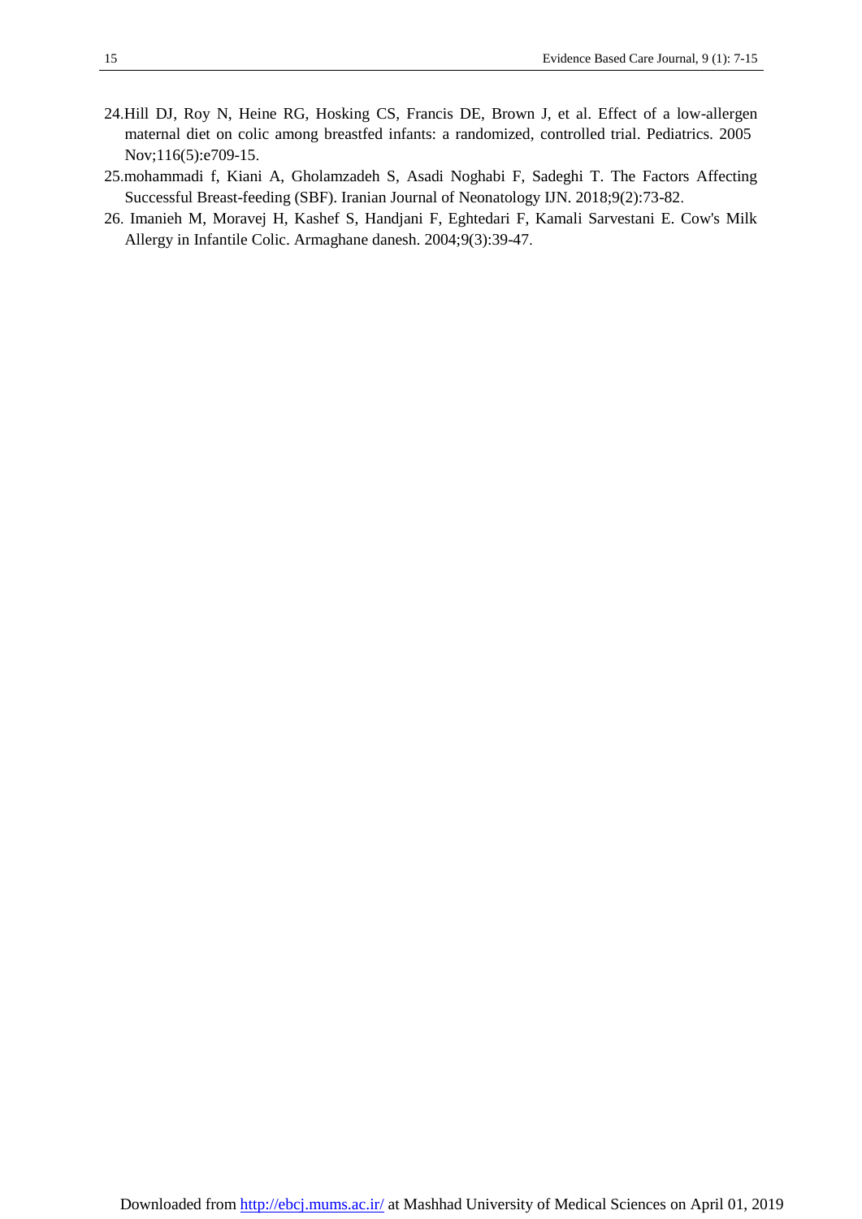24. Hill DJ, Roy N, Heine RG, Hosking CS, Francis DE, Brown J, et al. Effect of a low-allergen maternal diet on colic among breastfed infants: a randomized, controlled trial. Pediatrics. 2005 Nov;116(5):e709-15.
25. mohammadi f, Kiani A, Gholamzadeh S, Asadi Noghabi F, Sadeghi T. The Factors Affecting Successful Breast-feeding (SBF). Iranian Journal of Neonatology IJN. 2018;9(2):73-82.
26. Imanieh M, Moravej H, Kashef S, Handjani F, Eghtedari F, Kamali Sarvestani E. Cow's Milk Allergy in Infantile Colic. Armaghane danesh. 2004;9(3):39-47.